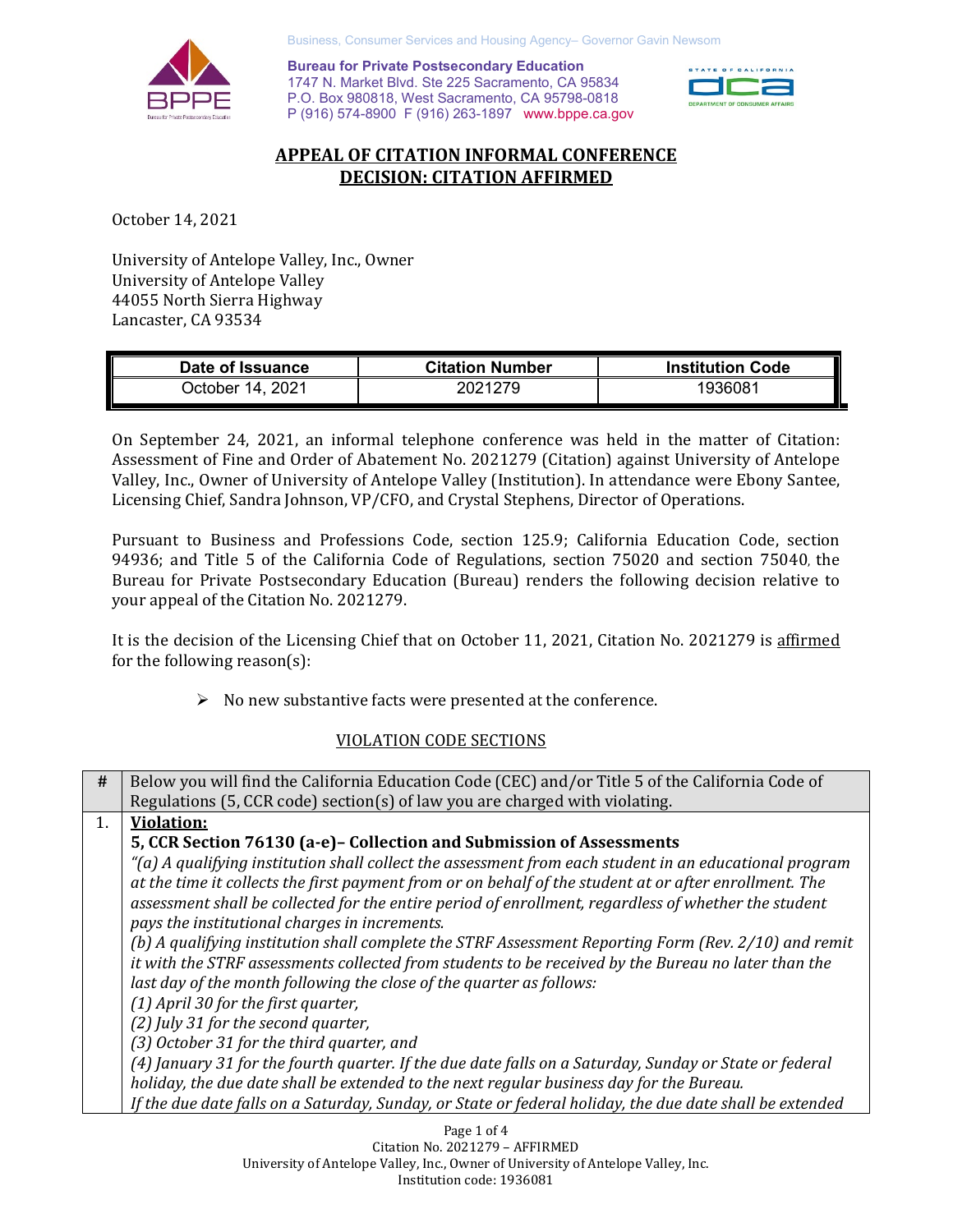Business, Consumer Services and Housing Agency– Governor Gavin Newsom

**Bureau for Private Postsecondary Education**
1747 N. Market Blvd. Ste 225 Sacramento, CA 95834
P.O. Box 980818, West Sacramento, CA 95798-0818
P (916) 574-8900 F (916) 263-1897 www.bppe.ca.gov

## APPEAL OF CITATION INFORMAL CONFERENCE
## DECISION: CITATION AFFIRMED

October 14, 2021

University of Antelope Valley, Inc., Owner
University of Antelope Valley
44055 North Sierra Highway
Lancaster, CA 93534

| Date of Issuance | Citation Number | Institution Code |
| --- | --- | --- |
| October 14, 2021 | 2021279 | 1936081 |

On September 24, 2021, an informal telephone conference was held in the matter of Citation: Assessment of Fine and Order of Abatement No. 2021279 (Citation) against University of Antelope Valley, Inc., Owner of University of Antelope Valley (Institution). In attendance were Ebony Santee, Licensing Chief, Sandra Johnson, VP/CFO, and Crystal Stephens, Director of Operations.

Pursuant to Business and Professions Code, section 125.9; California Education Code, section 94936; and Title 5 of the California Code of Regulations, section 75020 and section 75040, the Bureau for Private Postsecondary Education (Bureau) renders the following decision relative to your appeal of the Citation No. 2021279.

It is the decision of the Licensing Chief that on October 11, 2021, Citation No. 2021279 is affirmed for the following reason(s):

- No new substantive facts were presented at the conference.

VIOLATION CODE SECTIONS

| # | Below you will find the California Education Code (CEC) and/or Title 5 of the California Code of Regulations (5, CCR code) section(s) of law you are charged with violating. |
| --- | --- |
| 1. | **Violation:**<br>**5, CCR Section 76130 (a-e)– Collection and Submission of Assessments**<br>*"(a) A qualifying institution shall collect the assessment from each student in an educational program at the time it collects the first payment from or on behalf of the student at or after enrollment. The assessment shall be collected for the entire period of enrollment, regardless of whether the student pays the institutional charges in increments.*<br>*(b) A qualifying institution shall complete the STRF Assessment Reporting Form (Rev. 2/10) and remit it with the STRF assessments collected from students to be received by the Bureau no later than the last day of the month following the close of the quarter as follows:*<br>*(1) April 30 for the first quarter,*<br>*(2) July 31 for the second quarter,*<br>*(3) October 31 for the third quarter, and*<br>*(4) January 31 for the fourth quarter. If the due date falls on a Saturday, Sunday or State or federal holiday, the due date shall be extended to the next regular business day for the Bureau.*<br>*If the due date falls on a Saturday, Sunday, or State or federal holiday, the due date shall be extended* |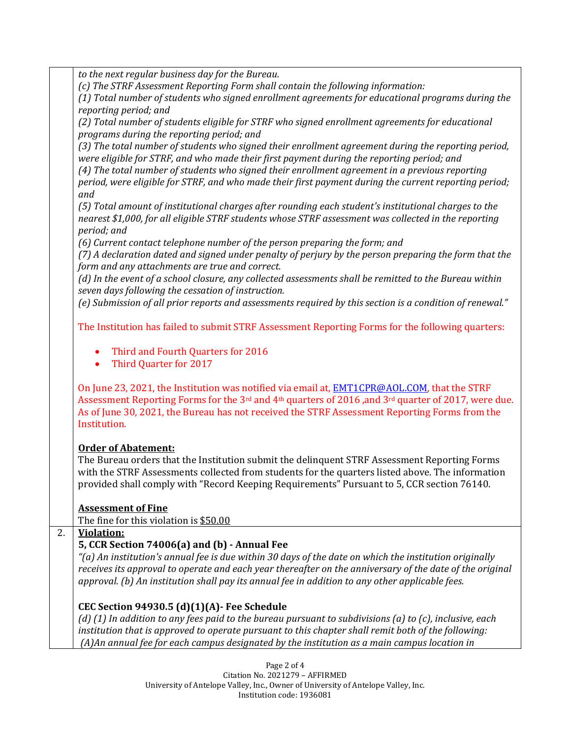*to the next regular business day for the Bureau.*
*(c) The STRF Assessment Reporting Form shall contain the following information:*
*(1) Total number of students who signed enrollment agreements for educational programs during the reporting period; and*
*(2) Total number of students eligible for STRF who signed enrollment agreements for educational programs during the reporting period; and*
*(3) The total number of students who signed their enrollment agreement during the reporting period, were eligible for STRF, and who made their first payment during the reporting period; and*
*(4) The total number of students who signed their enrollment agreement in a previous reporting period, were eligible for STRF, and who made their first payment during the current reporting period; and*
*(5) Total amount of institutional charges after rounding each student's institutional charges to the nearest $1,000, for all eligible STRF students whose STRF assessment was collected in the reporting period; and*
*(6) Current contact telephone number of the person preparing the form; and*
*(7) A declaration dated and signed under penalty of perjury by the person preparing the form that the form and any attachments are true and correct.*
*(d) In the event of a school closure, any collected assessments shall be remitted to the Bureau within seven days following the cessation of instruction.*
*(e) Submission of all prior reports and assessments required by this section is a condition of renewal."*

The Institution has failed to submit STRF Assessment Reporting Forms for the following quarters:

- Third and Fourth Quarters for 2016
- Third Quarter for 2017

On June 23, 2021, the Institution was notified via email at, EMT1CPR@AOL.COM, that the STRF Assessment Reporting Forms for the 3rd and 4th quarters of 2016 ,and 3rd quarter of 2017, were due. As of June 30, 2021, the Bureau has not received the STRF Assessment Reporting Forms from the Institution.

**Order of Abatement:**
The Bureau orders that the Institution submit the delinquent STRF Assessment Reporting Forms with the STRF Assessments collected from students for the quarters listed above. The information provided shall comply with "Record Keeping Requirements" Pursuant to 5, CCR section 76140.

**Assessment of Fine**
The fine for this violation is $50.00

2. **Violation:**

**5, CCR Section 74006(a) and (b) - Annual Fee**
*"(a) An institution's annual fee is due within 30 days of the date on which the institution originally receives its approval to operate and each year thereafter on the anniversary of the date of the original approval. (b) An institution shall pay its annual fee in addition to any other applicable fees.*

**CEC Section 94930.5 (d)(1)(A)- Fee Schedule**
*(d) (1) In addition to any fees paid to the bureau pursuant to subdivisions (a) to (c), inclusive, each institution that is approved to operate pursuant to this chapter shall remit both of the following:*
*(A)An annual fee for each campus designated by the institution as a main campus location in*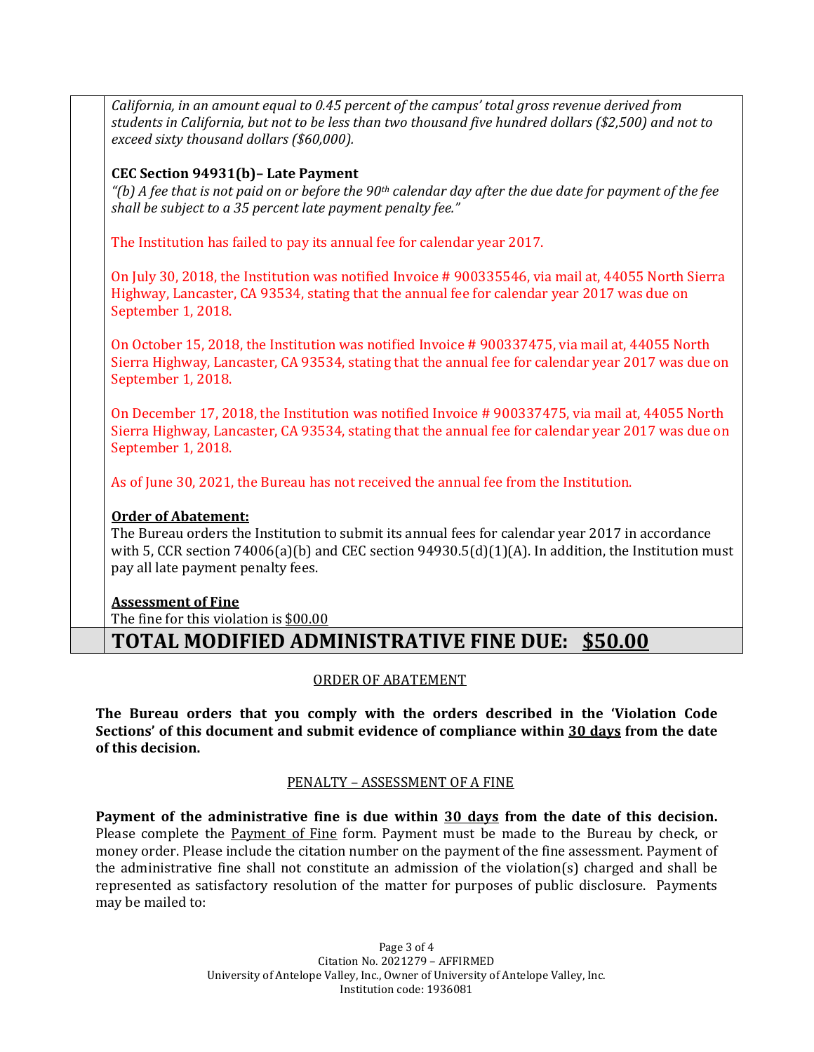*California, in an amount equal to 0.45 percent of the campus' total gross revenue derived from students in California, but not to be less than two thousand five hundred dollars ($2,500) and not to exceed sixty thousand dollars ($60,000).*

**CEC Section 94931(b)– Late Payment**

*"(b) A fee that is not paid on or before the 90th calendar day after the due date for payment of the fee shall be subject to a 35 percent late payment penalty fee."*

The Institution has failed to pay its annual fee for calendar year 2017.

On July 30, 2018, the Institution was notified Invoice # 900335546, via mail at, 44055 North Sierra Highway, Lancaster, CA 93534, stating that the annual fee for calendar year 2017 was due on September 1, 2018.

On October 15, 2018, the Institution was notified Invoice # 900337475, via mail at, 44055 North Sierra Highway, Lancaster, CA 93534, stating that the annual fee for calendar year 2017 was due on September 1, 2018.

On December 17, 2018, the Institution was notified Invoice # 900337475, via mail at, 44055 North Sierra Highway, Lancaster, CA 93534, stating that the annual fee for calendar year 2017 was due on September 1, 2018.

As of June 30, 2021, the Bureau has not received the annual fee from the Institution.

**Order of Abatement:**

The Bureau orders the Institution to submit its annual fees for calendar year 2017 in accordance with 5, CCR section 74006(a)(b) and CEC section 94930.5(d)(1)(A). In addition, the Institution must pay all late payment penalty fees.

**Assessment of Fine**

The fine for this violation is $00.00

## TOTAL MODIFIED ADMINISTRATIVE FINE DUE: $50.00

ORDER OF ABATEMENT

**The Bureau orders that you comply with the orders described in the 'Violation Code Sections' of this document and submit evidence of compliance within 30 days from the date of this decision.**

PENALTY – ASSESSMENT OF A FINE

**Payment of the administrative fine is due within 30 days from the date of this decision.** Please complete the Payment of Fine form. Payment must be made to the Bureau by check, or money order. Please include the citation number on the payment of the fine assessment. Payment of the administrative fine shall not constitute an admission of the violation(s) charged and shall be represented as satisfactory resolution of the matter for purposes of public disclosure. Payments may be mailed to: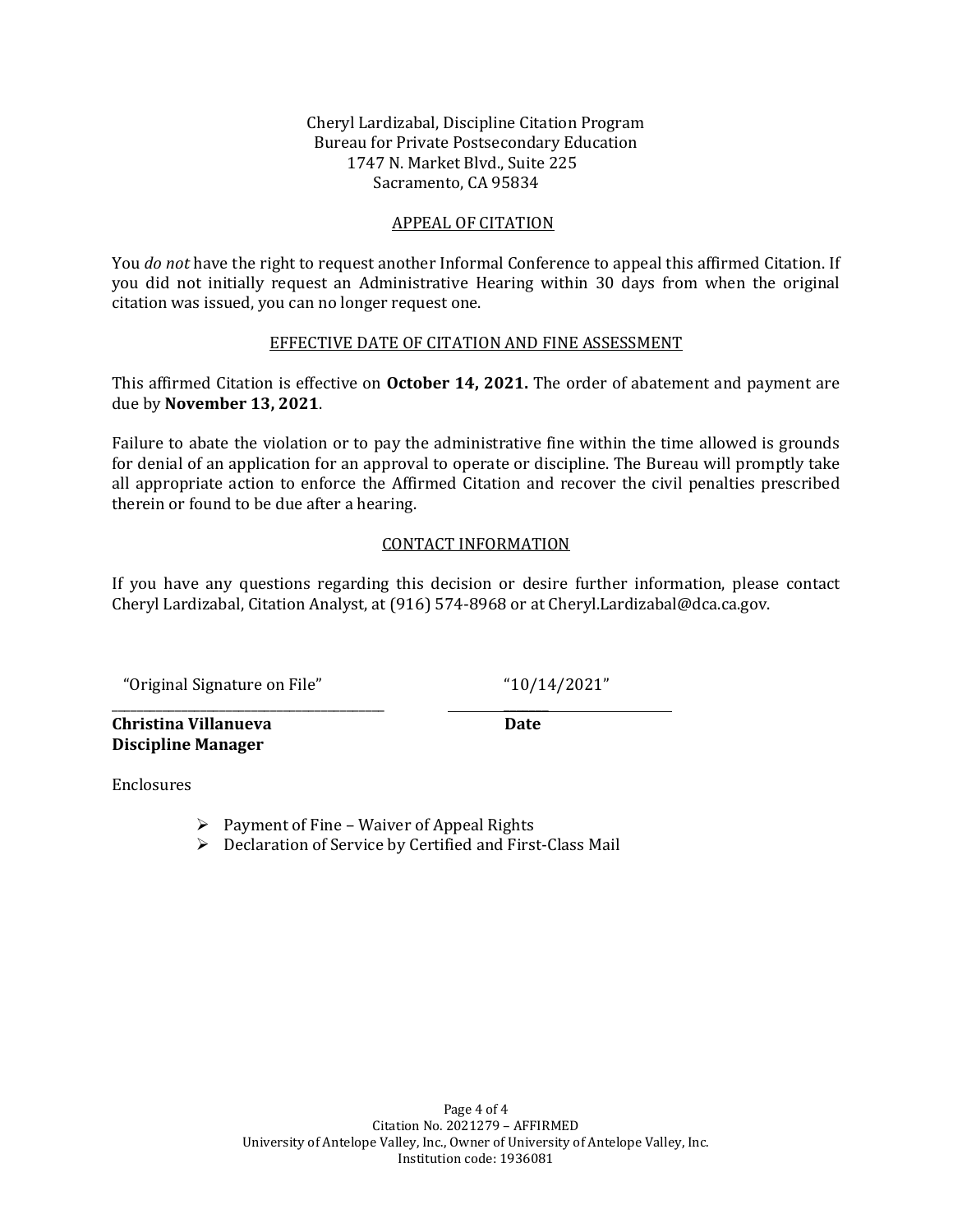Cheryl Lardizabal, Discipline Citation Program
Bureau for Private Postsecondary Education
1747 N. Market Blvd., Suite 225
Sacramento, CA 95834

APPEAL OF CITATION

You *do not* have the right to request another Informal Conference to appeal this affirmed Citation. If you did not initially request an Administrative Hearing within 30 days from when the original citation was issued, you can no longer request one.

EFFECTIVE DATE OF CITATION AND FINE ASSESSMENT

This affirmed Citation is effective on **October 14, 2021.** The order of abatement and payment are due by **November 13, 2021**.

Failure to abate the violation or to pay the administrative fine within the time allowed is grounds for denial of an application for an approval to operate or discipline. The Bureau will promptly take all appropriate action to enforce the Affirmed Citation and recover the civil penalties prescribed therein or found to be due after a hearing.

CONTACT INFORMATION

If you have any questions regarding this decision or desire further information, please contact Cheryl Lardizabal, Citation Analyst, at (916) 574-8968 or at Cheryl.Lardizabal@dca.ca.gov.

"Original Signature on File" "10/14/2021"

**Christina Villanueva** **Date**
**Discipline Manager**

Enclosures

- Payment of Fine – Waiver of Appeal Rights
- Declaration of Service by Certified and First-Class Mail

Citation No. 2021279 – AFFIRMED
University of Antelope Valley, Inc., Owner of University of Antelope Valley, Inc.
Institution code: 1936081